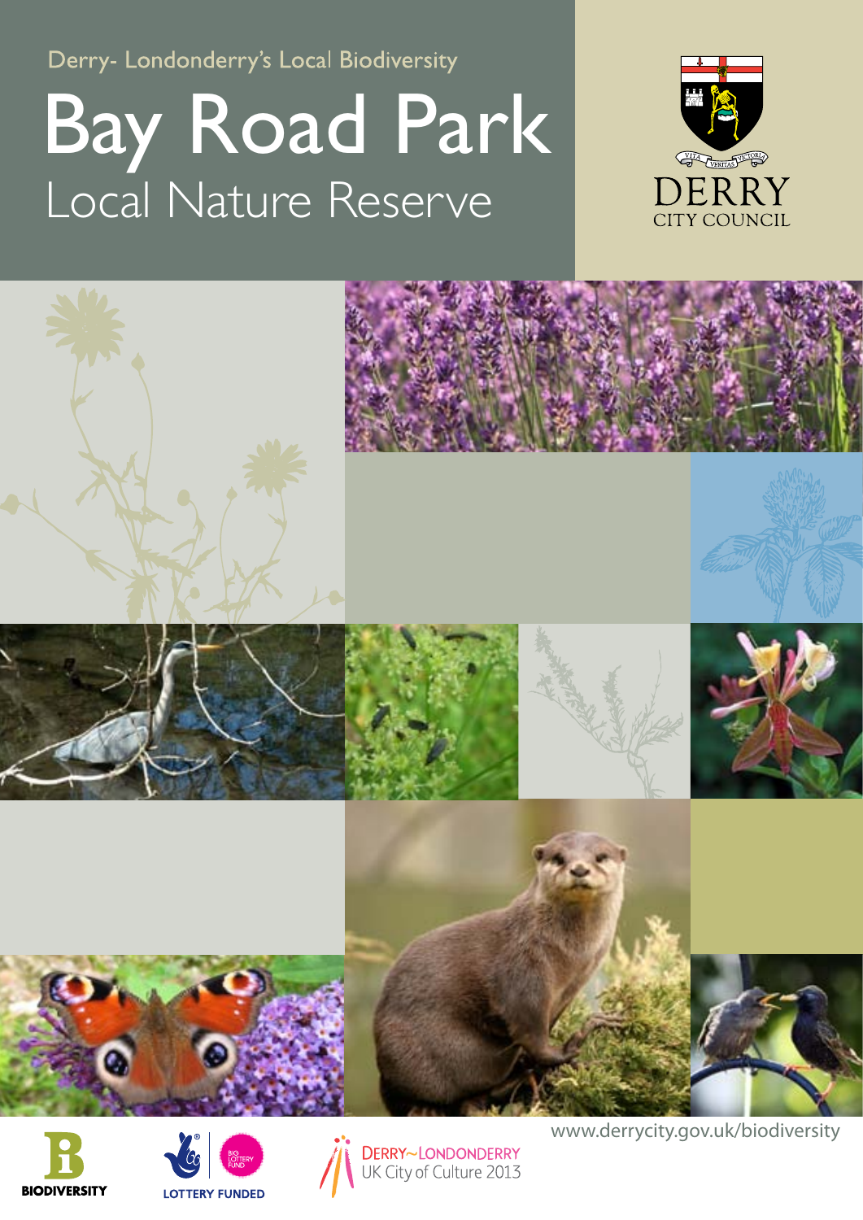Derry- Londonderry's Local Biodiversity

# Bay Road Park

## Local Nature Reserve

DERRY CITY COUNCIL

www.derrycity.gov.uk/biodiversity

BIODIVERSITY

LOTTERY FUNDED

DERRY~LONDONDERRY UK City of Culture 2013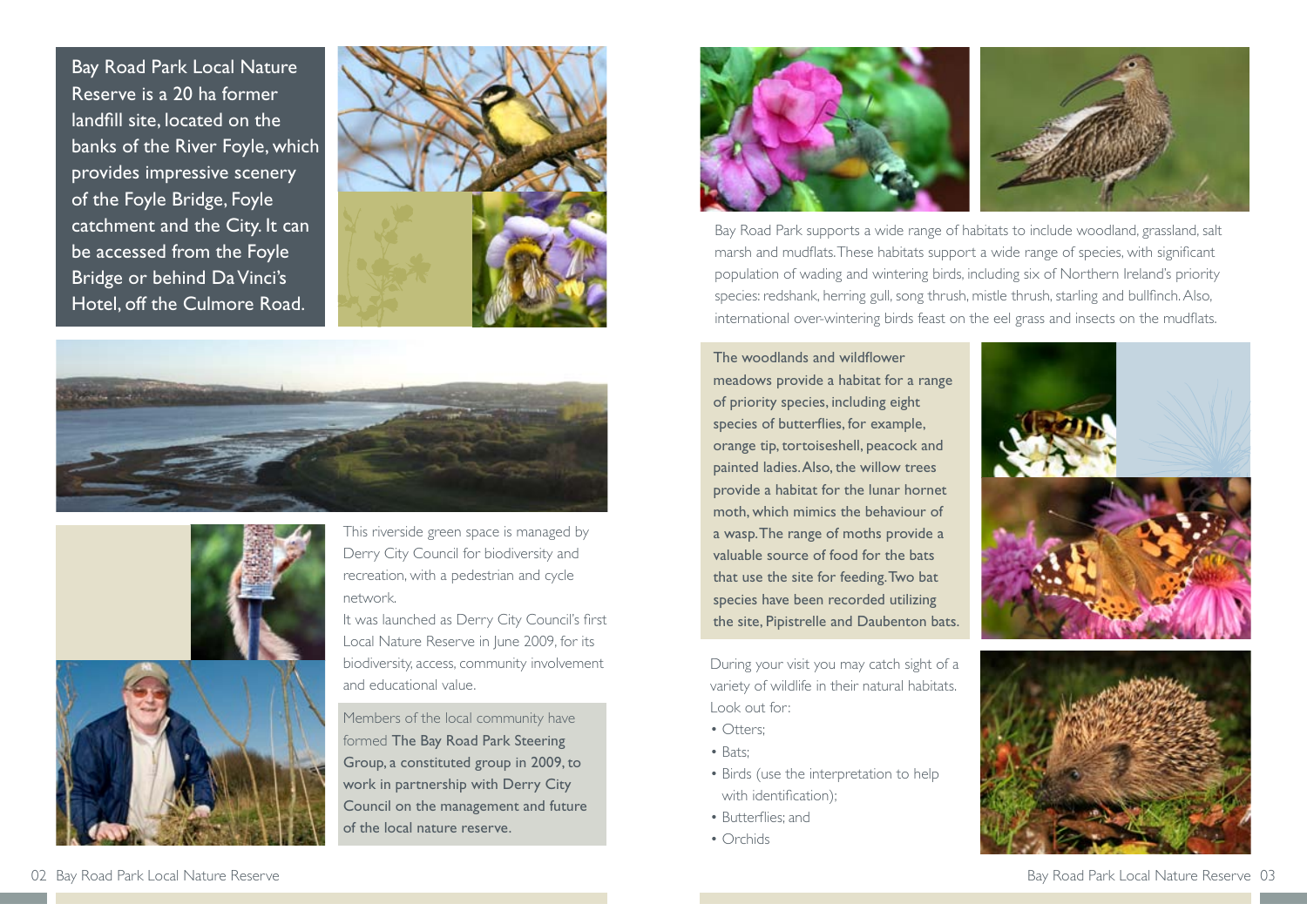Bay Road Park Local Nature Reserve is a 20 ha former landfill site, located on the banks of the River Foyle, which provides impressive scenery of the Foyle Bridge, Foyle catchment and the City. It can be accessed from the Foyle Bridge or behind Da Vinci's Hotel, off the Culmore Road.

This riverside green space is managed by Derry City Council for biodiversity and recreation, with a pedestrian and cycle network.

It was launched as Derry City Council's first Local Nature Reserve in June 2009, for its biodiversity, access, community involvement and educational value.

Members of the local community have formed **The Bay Road Park Steering Group, a constituted group in 2009, to work in partnership with Derry City Council on the management and future of the local nature reserve.**

Bay Road Park supports a wide range of habitats to include woodland, grassland, salt marsh and mudflats. These habitats support a wide range of species, with significant population of wading and wintering birds, including six of Northern Ireland's priority species: redshank, herring gull, song thrush, mistle thrush, starling and bullfinch. Also, international over-wintering birds feast on the eel grass and insects on the mudflats.

The woodlands and wildflower meadows provide a habitat for a range of priority species, including eight species of butterflies, for example, orange tip, tortoiseshell, peacock and painted ladies. Also, the willow trees provide a habitat for the lunar hornet moth, which mimics the behaviour of a wasp. The range of moths provide a valuable source of food for the bats that use the site for feeding. Two bat species have been recorded utilizing the site, Pipistrelle and Daubenton bats.

During your visit you may catch sight of a variety of wildlife in their natural habitats. Look out for:

- Otters;
- Bats;
- Birds (use the interpretation to help with identification);
- Butterflies; and
- Orchids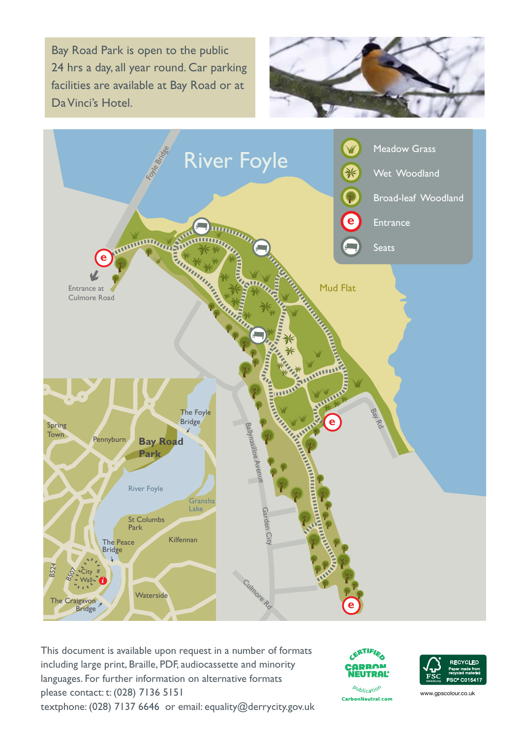Bay Road Park is open to the public 24 hrs a day, all year round. Car parking facilities are available at Bay Road or at Da Vinci's Hotel.

River Foyle

Foyle Bridge

Meadow Grass

Wet Woodland

Broad-leaf Woodland

Entrance

Seats

Entrance at Culmore Road

Mud Flat

Bay Rd

Ballynasillloe Avenue

Garden City

Culmore Rd

The Foyle Bridge

Spring Town

Pennyburn

Bay Road Park

River Foyle

Gransha Lake

St Columbs Park

The Peace Bridge

Kilfennan

B524

B507

City Wall

The Craigavon Bridge

Waterside

This document is available upon request in a number of formats including large print, Braille, PDF, audiocassette and minority languages. For further information on alternative formats please contact: t: (028) 7136 5151
textphone: (028) 7137 6646 or email: equality@derrycity.gov.uk

CERTIFIED CARBON NEUTRAL Publication
CarbonNeutral.com

RECYCLED
Paper made from recycled material
FSC FSC® C015417

www.gpscolour.co.uk